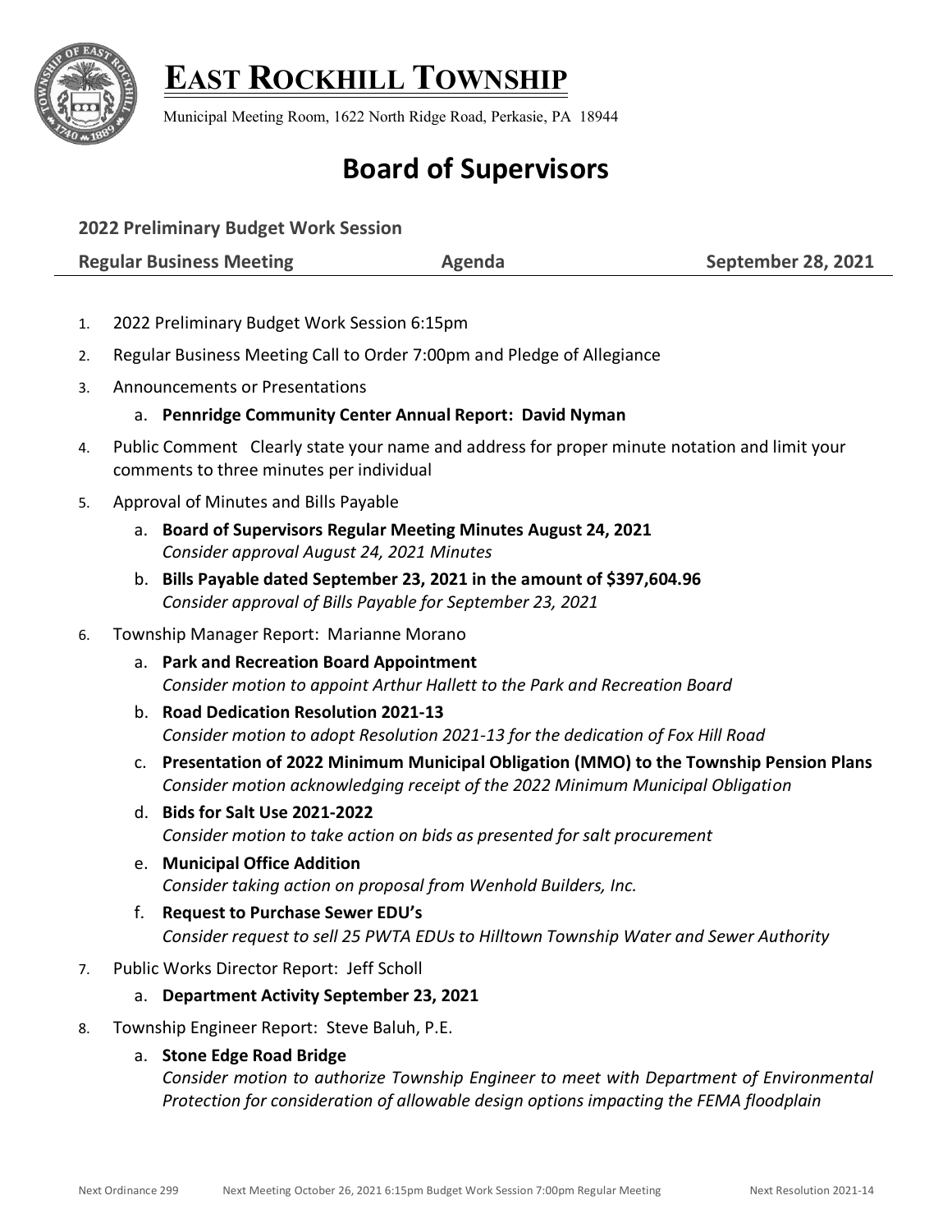# EAST ROCKHILL TOWNSHIP

Municipal Meeting Room, 1622 North Ridge Road, Perkasie, PA 18944

## Board of Supervisors

**2022 Preliminary Budget Work Session**

**Regular Business Meeting** | **Agenda** | **September 28, 2021**

1. 2022 Preliminary Budget Work Session 6:15pm
2. Regular Business Meeting Call to Order 7:00pm and Pledge of Allegiance
3. Announcements or Presentations
   a. **Pennridge Community Center Annual Report: David Nyman**
4. Public Comment Clearly state your name and address for proper minute notation and limit your comments to three minutes per individual
5. Approval of Minutes and Bills Payable
   a. **Board of Supervisors Regular Meeting Minutes August 24, 2021**
   *Consider approval August 24, 2021 Minutes*
   b. **Bills Payable dated September 23, 2021 in the amount of $397,604.96**
   *Consider approval of Bills Payable for September 23, 2021*
6. Township Manager Report: Marianne Morano
   a. **Park and Recreation Board Appointment**
   *Consider motion to appoint Arthur Hallett to the Park and Recreation Board*
   b. **Road Dedication Resolution 2021-13**
   *Consider motion to adopt Resolution 2021-13 for the dedication of Fox Hill Road*
   c. **Presentation of 2022 Minimum Municipal Obligation (MMO) to the Township Pension Plans**
   *Consider motion acknowledging receipt of the 2022 Minimum Municipal Obligation*
   d. **Bids for Salt Use 2021-2022**
   *Consider motion to take action on bids as presented for salt procurement*
   e. **Municipal Office Addition**
   *Consider taking action on proposal from Wenhold Builders, Inc.*
   f. **Request to Purchase Sewer EDU's**
   *Consider request to sell 25 PWTA EDUs to Hilltown Township Water and Sewer Authority*
7. Public Works Director Report: Jeff Scholl
   a. **Department Activity September 23, 2021**
8. Township Engineer Report: Steve Baluh, P.E.
   a. **Stone Edge Road Bridge**
   *Consider motion to authorize Township Engineer to meet with Department of Environmental Protection for consideration of allowable design options impacting the FEMA floodplain*

Next Ordinance 299 | Next Meeting October 26, 2021 6:15pm Budget Work Session 7:00pm Regular Meeting | Next Resolution 2021-14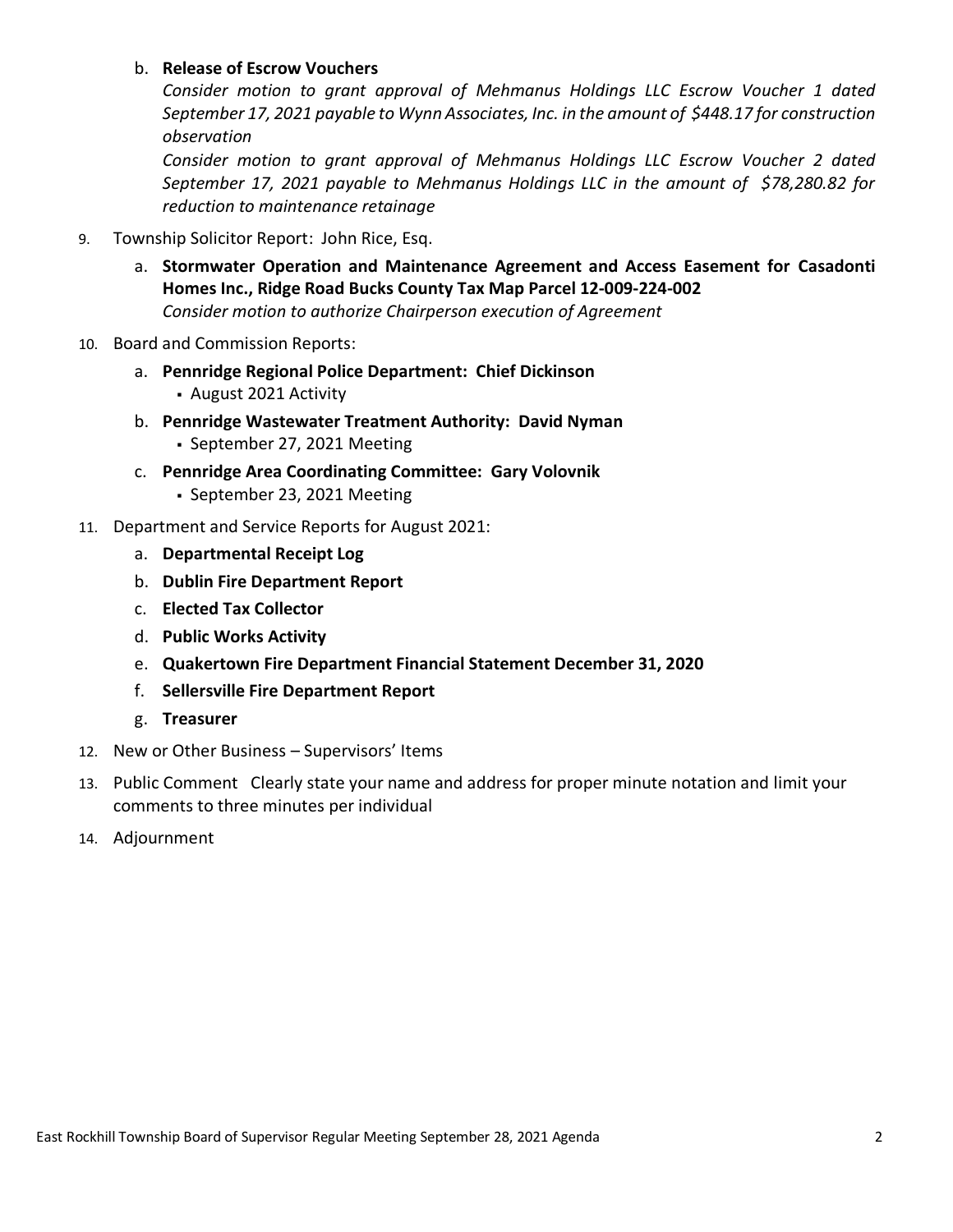b. **Release of Escrow Vouchers**

   *Consider motion to grant approval of Mehmanus Holdings LLC Escrow Voucher 1 dated September 17, 2021 payable to Wynn Associates, Inc. in the amount of $448.17 for construction observation*

   *Consider motion to grant approval of Mehmanus Holdings LLC Escrow Voucher 2 dated September 17, 2021 payable to Mehmanus Holdings LLC in the amount of $78,280.82 for reduction to maintenance retainage*

9. Township Solicitor Report: John Rice, Esq.
   a. **Stormwater Operation and Maintenance Agreement and Access Easement for Casadonti Homes Inc., Ridge Road Bucks County Tax Map Parcel 12-009-224-002**
      *Consider motion to authorize Chairperson execution of Agreement*
10. Board and Commission Reports:
    a. **Pennridge Regional Police Department: Chief Dickinson**
       - August 2021 Activity
    b. **Pennridge Wastewater Treatment Authority: David Nyman**
       - September 27, 2021 Meeting
    c. **Pennridge Area Coordinating Committee: Gary Volovnik**
       - September 23, 2021 Meeting
11. Department and Service Reports for August 2021:
    a. **Departmental Receipt Log**
    b. **Dublin Fire Department Report**
    c. **Elected Tax Collector**
    d. **Public Works Activity**
    e. **Quakertown Fire Department Financial Statement December 31, 2020**
    f. **Sellersville Fire Department Report**
    g. **Treasurer**
12. New or Other Business – Supervisors' Items
13. Public Comment Clearly state your name and address for proper minute notation and limit your comments to three minutes per individual
14. Adjournment